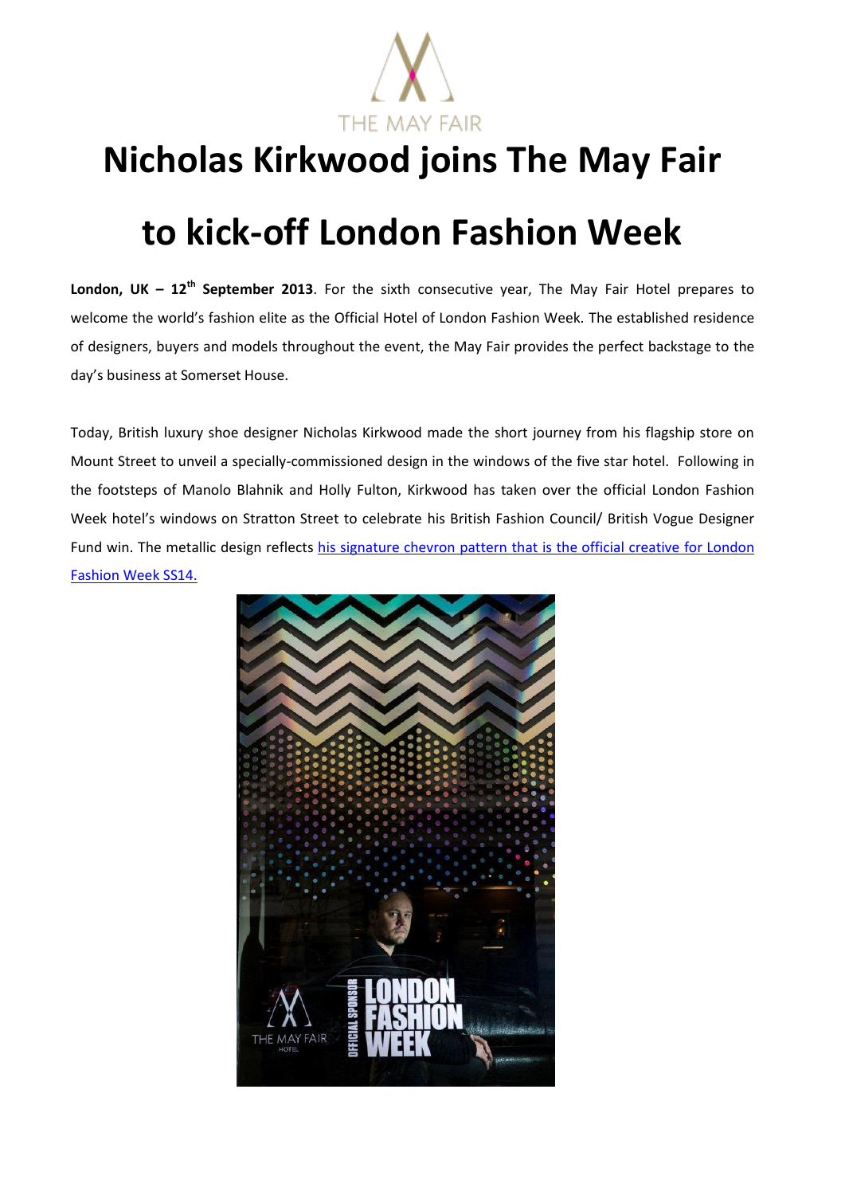THE MAY FAIR

# Nicholas Kirkwood joins The May Fair to kick-off London Fashion Week

**London, UK – 12th September 2013**. For the sixth consecutive year, The May Fair Hotel prepares to welcome the world's fashion elite as the Official Hotel of London Fashion Week. The established residence of designers, buyers and models throughout the event, the May Fair provides the perfect backstage to the day's business at Somerset House.

Today, British luxury shoe designer Nicholas Kirkwood made the short journey from his flagship store on Mount Street to unveil a specially-commissioned design in the windows of the five star hotel. Following in the footsteps of Manolo Blahnik and Holly Fulton, Kirkwood has taken over the official London Fashion Week hotel's windows on Stratton Street to celebrate his British Fashion Council/ British Vogue Designer Fund win. The metallic design reflects his signature chevron pattern that is the official creative for London Fashion Week SS14.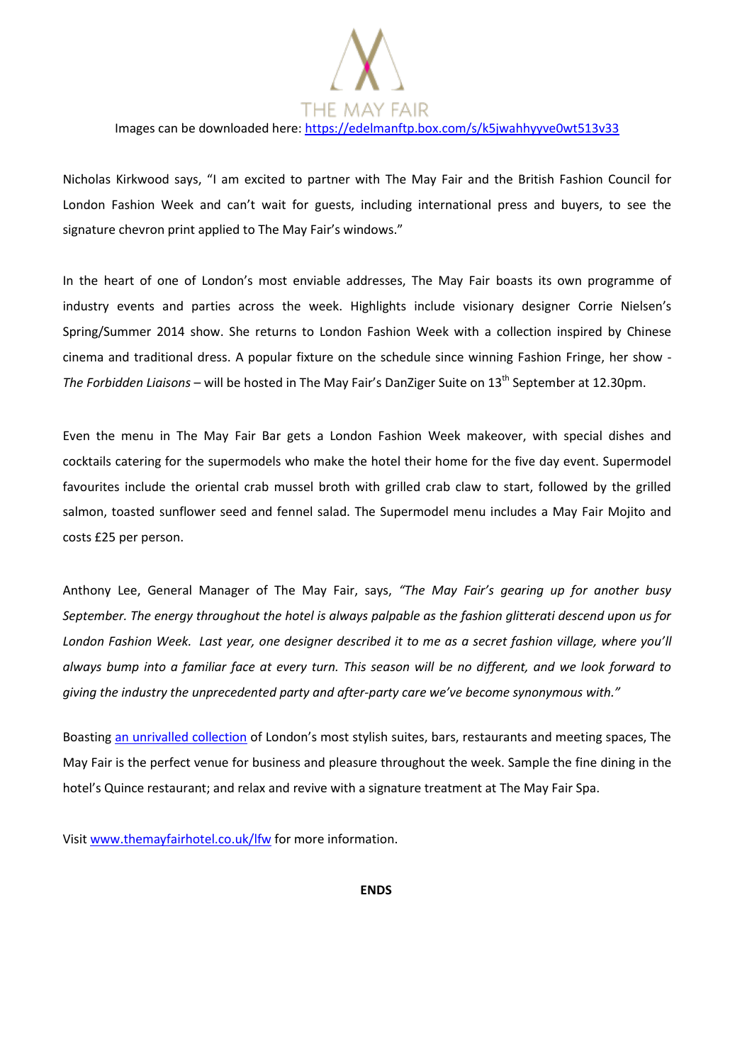THE MAY FAIR

Images can be downloaded here: [https://edelmanftp.box.com/s/k5jwahhyyve0wt513v33](https://edelmanftp.box.com/s/k5jwahhyyve0wt513v33)

Nicholas Kirkwood says, "I am excited to partner with The May Fair and the British Fashion Council for London Fashion Week and can't wait for guests, including international press and buyers, to see the signature chevron print applied to The May Fair's windows."

In the heart of one of London's most enviable addresses, The May Fair boasts its own programme of industry events and parties across the week. Highlights include visionary designer Corrie Nielsen's Spring/Summer 2014 show. She returns to London Fashion Week with a collection inspired by Chinese cinema and traditional dress. A popular fixture on the schedule since winning Fashion Fringe, her show - *The Forbidden Liaisons* – will be hosted in The May Fair's DanZiger Suite on 13th September at 12.30pm.

Even the menu in The May Fair Bar gets a London Fashion Week makeover, with special dishes and cocktails catering for the supermodels who make the hotel their home for the five day event. Supermodel favourites include the oriental crab mussel broth with grilled crab claw to start, followed by the grilled salmon, toasted sunflower seed and fennel salad. The Supermodel menu includes a May Fair Mojito and costs £25 per person.

Anthony Lee, General Manager of The May Fair, says, *"The May Fair's gearing up for another busy September. The energy throughout the hotel is always palpable as the fashion glitterati descend upon us for London Fashion Week. Last year, one designer described it to me as a secret fashion village, where you'll always bump into a familiar face at every turn. This season will be no different, and we look forward to giving the industry the unprecedented party and after-party care we've become synonymous with."*

Boasting [an unrivalled collection](#) of London's most stylish suites, bars, restaurants and meeting spaces, The May Fair is the perfect venue for business and pleasure throughout the week. Sample the fine dining in the hotel's Quince restaurant; and relax and revive with a signature treatment at The May Fair Spa.

Visit [www.themayfairhotel.co.uk/lfw](http://www.themayfairhotel.co.uk/lfw) for more information.

**ENDS**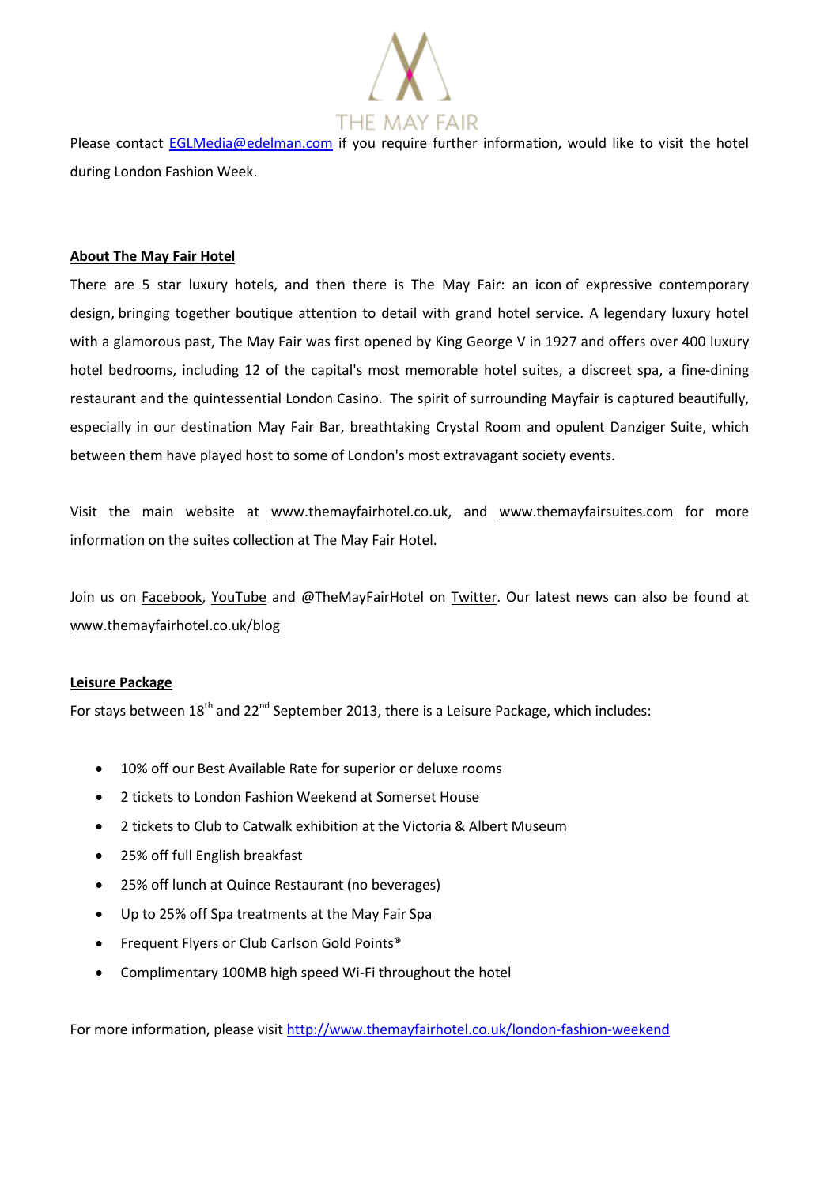THE MAY FAIR

Please contact EGLMedia@edelman.com if you require further information, would like to visit the hotel during London Fashion Week.

**About The May Fair Hotel**

There are 5 star luxury hotels, and then there is The May Fair: an icon of expressive contemporary design, bringing together boutique attention to detail with grand hotel service. A legendary luxury hotel with a glamorous past, The May Fair was first opened by King George V in 1927 and offers over 400 luxury hotel bedrooms, including 12 of the capital's most memorable hotel suites, a discreet spa, a fine-dining restaurant and the quintessential London Casino. The spirit of surrounding Mayfair is captured beautifully, especially in our destination May Fair Bar, breathtaking Crystal Room and opulent Danziger Suite, which between them have played host to some of London's most extravagant society events.

Visit the main website at www.themayfairhotel.co.uk, and www.themayfairsuites.com for more information on the suites collection at The May Fair Hotel.

Join us on Facebook, YouTube and @TheMayFairHotel on Twitter. Our latest news can also be found at www.themayfairhotel.co.uk/blog

**Leisure Package**

For stays between 18th and 22nd September 2013, there is a Leisure Package, which includes:

- 10% off our Best Available Rate for superior or deluxe rooms
- 2 tickets to London Fashion Weekend at Somerset House
- 2 tickets to Club to Catwalk exhibition at the Victoria & Albert Museum
- 25% off full English breakfast
- 25% off lunch at Quince Restaurant (no beverages)
- Up to 25% off Spa treatments at the May Fair Spa
- Frequent Flyers or Club Carlson Gold Points®
- Complimentary 100MB high speed Wi-Fi throughout the hotel

For more information, please visit http://www.themayfairhotel.co.uk/london-fashion-weekend